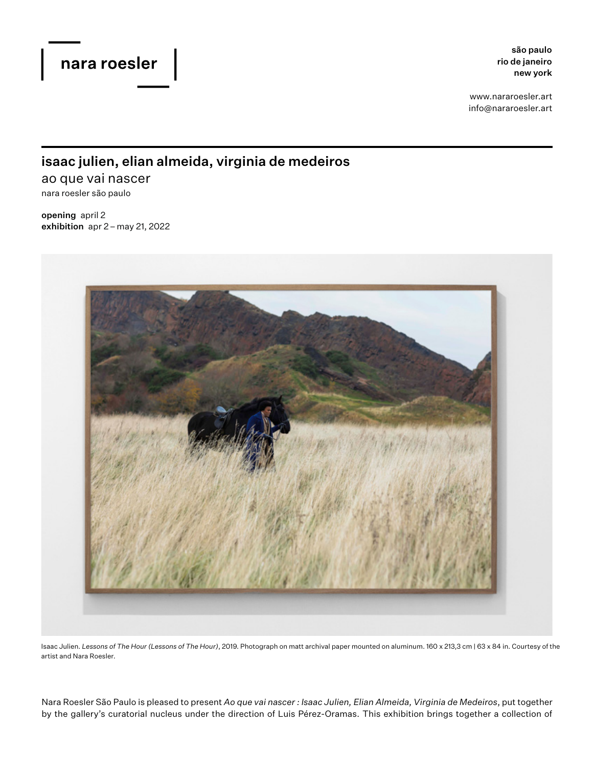nara roesler

**são paulo**
**rio de janeiro**
**new york**

www.nararoesler.art
info@nararoesler.art

## isaac julien, elian almeida, virginia de medeiros

ao que vai nascer

nara roesler são paulo

**opening** april 2
**exhibition** apr 2 – may 21, 2022

Isaac Julien. *Lessons of The Hour (Lessons of The Hour)*, 2019. Photograph on matt archival paper mounted on aluminum. 160 x 213,3 cm | 63 x 84 in. Courtesy of the artist and Nara Roesler.

Nara Roesler São Paulo is pleased to present *Ao que vai nascer : Isaac Julien, Elian Almeida, Virginia de Medeiros*, put together by the gallery's curatorial nucleus under the direction of Luis Pérez-Oramas. This exhibition brings together a collection of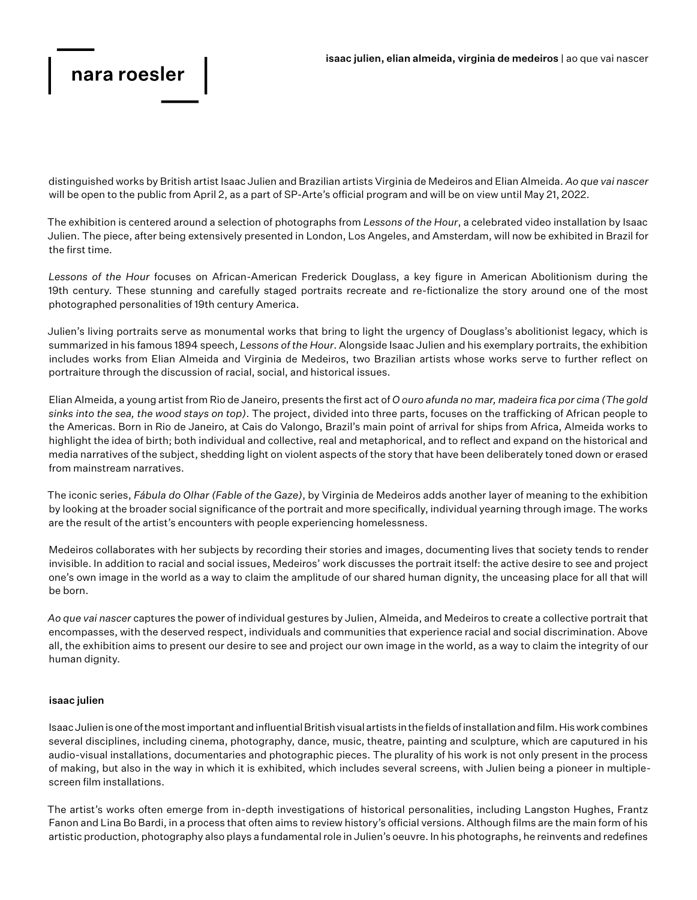distinguished works by British artist Isaac Julien and Brazilian artists Virginia de Medeiros and Elian Almeida. *Ao que vai nascer* will be open to the public from April 2, as a part of SP-Arte's official program and will be on view until May 21, 2022.

The exhibition is centered around a selection of photographs from *Lessons of the Hour*, a celebrated video installation by Isaac Julien. The piece, after being extensively presented in London, Los Angeles, and Amsterdam, will now be exhibited in Brazil for the first time.

*Lessons of the Hour* focuses on African-American Frederick Douglass, a key figure in American Abolitionism during the 19th century. These stunning and carefully staged portraits recreate and re-fictionalize the story around one of the most photographed personalities of 19th century America.

Julien's living portraits serve as monumental works that bring to light the urgency of Douglass's abolitionist legacy, which is summarized in his famous 1894 speech, *Lessons of the Hour*. Alongside Isaac Julien and his exemplary portraits, the exhibition includes works from Elian Almeida and Virginia de Medeiros, two Brazilian artists whose works serve to further reflect on portraiture through the discussion of racial, social, and historical issues.

Elian Almeida, a young artist from Rio de Janeiro, presents the first act of *O ouro afunda no mar, madeira fica por cima (The gold sinks into the sea, the wood stays on top)*. The project, divided into three parts, focuses on the trafficking of African people to the Americas. Born in Rio de Janeiro, at Cais do Valongo, Brazil's main point of arrival for ships from Africa, Almeida works to highlight the idea of birth; both individual and collective, real and metaphorical, and to reflect and expand on the historical and media narratives of the subject, shedding light on violent aspects of the story that have been deliberately toned down or erased from mainstream narratives.

The iconic series, *Fábula do Olhar (Fable of the Gaze)*, by Virginia de Medeiros adds another layer of meaning to the exhibition by looking at the broader social significance of the portrait and more specifically, individual yearning through image. The works are the result of the artist's encounters with people experiencing homelessness.

Medeiros collaborates with her subjects by recording their stories and images, documenting lives that society tends to render invisible. In addition to racial and social issues, Medeiros' work discusses the portrait itself: the active desire to see and project one's own image in the world as a way to claim the amplitude of our shared human dignity, the unceasing place for all that will be born.

*Ao que vai nascer* captures the power of individual gestures by Julien, Almeida, and Medeiros to create a collective portrait that encompasses, with the deserved respect, individuals and communities that experience racial and social discrimination. Above all, the exhibition aims to present our desire to see and project our own image in the world, as a way to claim the integrity of our human dignity.

**isaac julien**

Isaac Julien is one of the most important and influential British visual artists in the fields of installation and film. His work combines several disciplines, including cinema, photography, dance, music, theatre, painting and sculpture, which are caputured in his audio-visual installations, documentaries and photographic pieces. The plurality of his work is not only present in the process of making, but also in the way in which it is exhibited, which includes several screens, with Julien being a pioneer in multiple-screen film installations.

The artist's works often emerge from in-depth investigations of historical personalities, including Langston Hughes, Frantz Fanon and Lina Bo Bardi, in a process that often aims to review history's official versions. Although films are the main form of his artistic production, photography also plays a fundamental role in Julien's oeuvre. In his photographs, he reinvents and redefines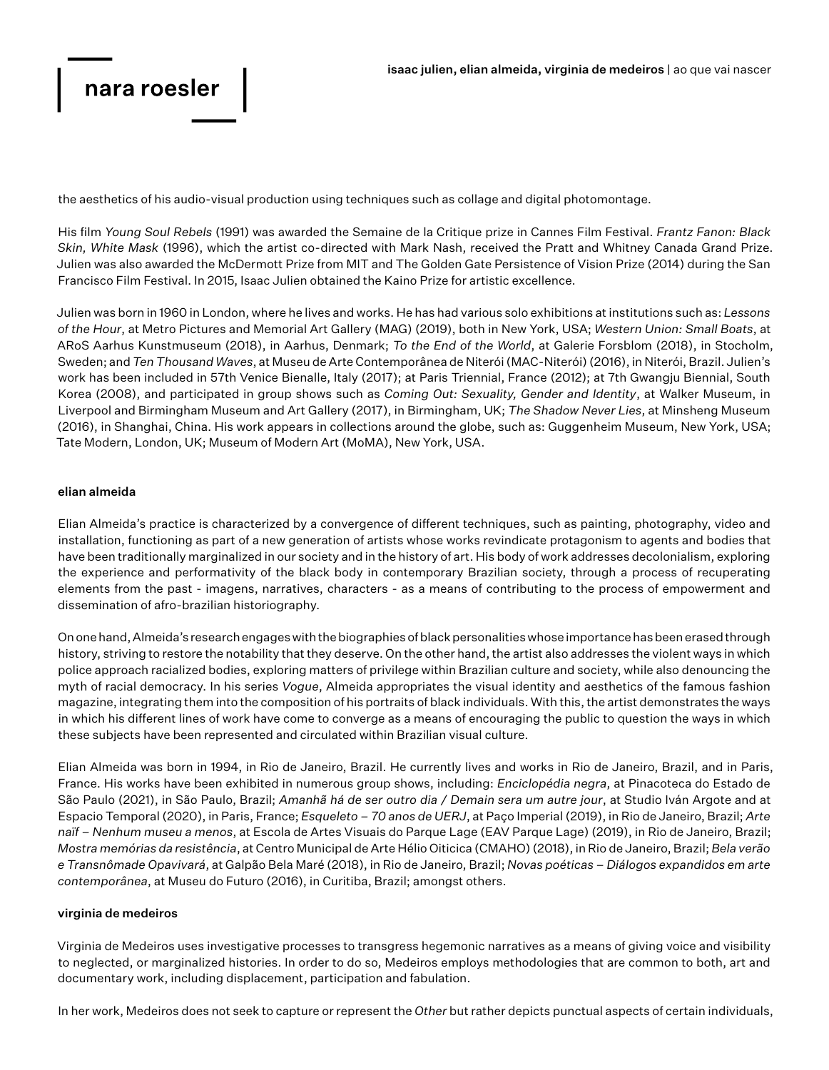the aesthetics of his audio-visual production using techniques such as collage and digital photomontage.

His film *Young Soul Rebels* (1991) was awarded the Semaine de la Critique prize in Cannes Film Festival. *Frantz Fanon: Black Skin, White Mask* (1996), which the artist co-directed with Mark Nash, received the Pratt and Whitney Canada Grand Prize. Julien was also awarded the McDermott Prize from MIT and The Golden Gate Persistence of Vision Prize (2014) during the San Francisco Film Festival. In 2015, Isaac Julien obtained the Kaino Prize for artistic excellence.

Julien was born in 1960 in London, where he lives and works. He has had various solo exhibitions at institutions such as: *Lessons of the Hour*, at Metro Pictures and Memorial Art Gallery (MAG) (2019), both in New York, USA; *Western Union: Small Boats*, at ARoS Aarhus Kunstmuseum (2018), in Aarhus, Denmark; *To the End of the World*, at Galerie Forsblom (2018), in Stocholm, Sweden; and *Ten Thousand Waves*, at Museu de Arte Contemporânea de Niterói (MAC-Niterói) (2016), in Niterói, Brazil. Julien's work has been included in 57th Venice Bienalle, Italy (2017); at Paris Triennial, France (2012); at 7th Gwangju Biennial, South Korea (2008), and participated in group shows such as *Coming Out: Sexuality, Gender and Identity*, at Walker Museum, in Liverpool and Birmingham Museum and Art Gallery (2017), in Birmingham, UK; *The Shadow Never Lies*, at Minsheng Museum (2016), in Shanghai, China. His work appears in collections around the globe, such as: Guggenheim Museum, New York, USA; Tate Modern, London, UK; Museum of Modern Art (MoMA), New York, USA.

**elian almeida**

Elian Almeida's practice is characterized by a convergence of different techniques, such as painting, photography, video and installation, functioning as part of a new generation of artists whose works revindicate protagonism to agents and bodies that have been traditionally marginalized in our society and in the history of art. His body of work addresses decolonialism, exploring the experience and performativity of the black body in contemporary Brazilian society, through a process of recuperating elements from the past - imagens, narratives, characters - as a means of contributing to the process of empowerment and dissemination of afro-brazilian historiography.

On one hand, Almeida's research engages with the biographies of black personalities whose importance has been erased through history, striving to restore the notability that they deserve. On the other hand, the artist also addresses the violent ways in which police approach racialized bodies, exploring matters of privilege within Brazilian culture and society, while also denouncing the myth of racial democracy. In his series *Vogue*, Almeida appropriates the visual identity and aesthetics of the famous fashion magazine, integrating them into the composition of his portraits of black individuals. With this, the artist demonstrates the ways in which his different lines of work have come to converge as a means of encouraging the public to question the ways in which these subjects have been represented and circulated within Brazilian visual culture.

Elian Almeida was born in 1994, in Rio de Janeiro, Brazil. He currently lives and works in Rio de Janeiro, Brazil, and in Paris, France. His works have been exhibited in numerous group shows, including: *Enciclopédia negra*, at Pinacoteca do Estado de São Paulo (2021), in São Paulo, Brazil; *Amanhã há de ser outro dia / Demain sera um autre jour*, at Studio Iván Argote and at Espacio Temporal (2020), in Paris, France; *Esqueleto – 70 anos de UERJ*, at Paço Imperial (2019), in Rio de Janeiro, Brazil; *Arte naïf – Nenhum museu a menos*, at Escola de Artes Visuais do Parque Lage (EAV Parque Lage) (2019), in Rio de Janeiro, Brazil; *Mostra memórias da resistência*, at Centro Municipal de Arte Hélio Oiticica (CMAHO) (2018), in Rio de Janeiro, Brazil; *Bela verão e Transnômade Opavivará*, at Galpão Bela Maré (2018), in Rio de Janeiro, Brazil; *Novas poéticas – Diálogos expandidos em arte contemporânea*, at Museu do Futuro (2016), in Curitiba, Brazil; amongst others.

**virginia de medeiros**

Virginia de Medeiros uses investigative processes to transgress hegemonic narratives as a means of giving voice and visibility to neglected, or marginalized histories. In order to do so, Medeiros employs methodologies that are common to both, art and documentary work, including displacement, participation and fabulation.

In her work, Medeiros does not seek to capture or represent the *Other* but rather depicts punctual aspects of certain individuals,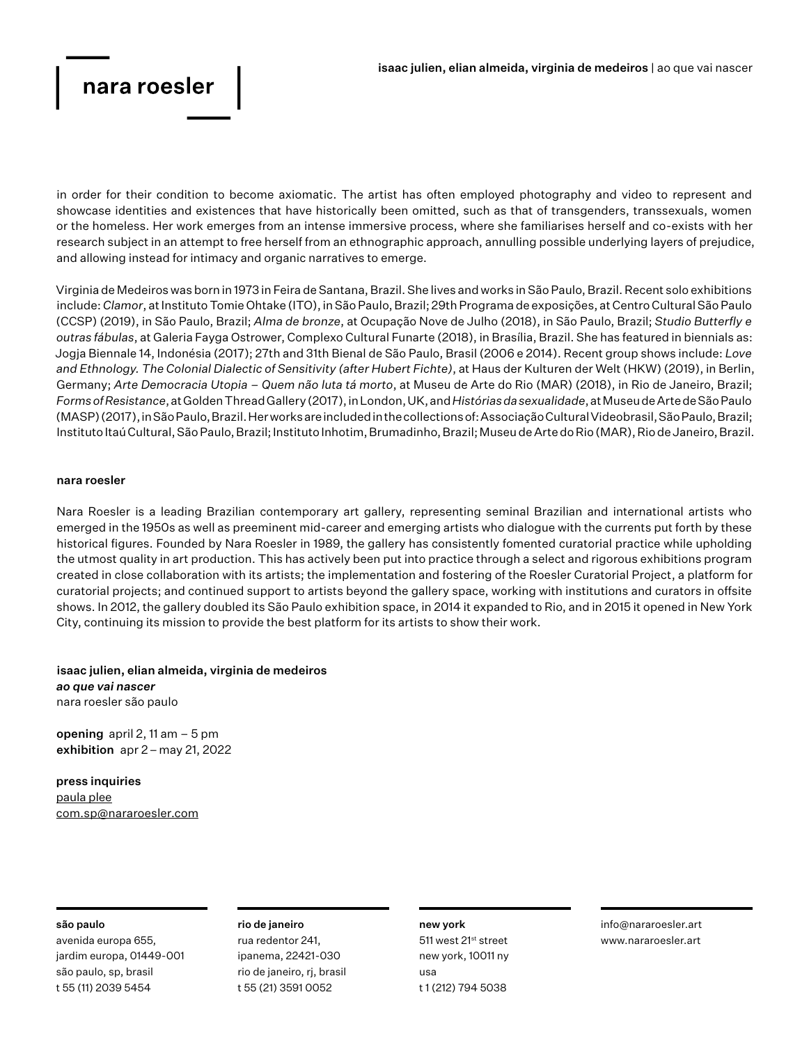in order for their condition to become axiomatic. The artist has often employed photography and video to represent and showcase identities and existences that have historically been omitted, such as that of transgenders, transsexuals, women or the homeless. Her work emerges from an intense immersive process, where she familiarises herself and co-exists with her research subject in an attempt to free herself from an ethnographic approach, annulling possible underlying layers of prejudice, and allowing instead for intimacy and organic narratives to emerge.

Virginia de Medeiros was born in 1973 in Feira de Santana, Brazil. She lives and works in São Paulo, Brazil. Recent solo exhibitions include: *Clamor*, at Instituto Tomie Ohtake (ITO), in São Paulo, Brazil; 29th Programa de exposições, at Centro Cultural São Paulo (CCSP) (2019), in São Paulo, Brazil; *Alma de bronze*, at Ocupação Nove de Julho (2018), in São Paulo, Brazil; *Studio Butterfly e outras fábulas*, at Galeria Fayga Ostrower, Complexo Cultural Funarte (2018), in Brasília, Brazil. She has featured in biennials as: Jogja Biennale 14, Indonésia (2017); 27th and 31th Bienal de São Paulo, Brasil (2006 e 2014). Recent group shows include: *Love and Ethnology. The Colonial Dialectic of Sensitivity (after Hubert Fichte)*, at Haus der Kulturen der Welt (HKW) (2019), in Berlin, Germany; *Arte Democracia Utopia – Quem não luta tá morto*, at Museu de Arte do Rio (MAR) (2018), in Rio de Janeiro, Brazil; *Forms of Resistance*, at Golden Thread Gallery (2017), in London, UK, and *Histórias da sexualidade*, at Museu de Arte de São Paulo (MASP) (2017), in São Paulo, Brazil. Her works are included in the collections of: Associação Cultural Videobrasil, São Paulo, Brazil; Instituto Itaú Cultural, São Paulo, Brazil; Instituto Inhotim, Brumadinho, Brazil; Museu de Arte do Rio (MAR), Rio de Janeiro, Brazil.

**nara roesler**

Nara Roesler is a leading Brazilian contemporary art gallery, representing seminal Brazilian and international artists who emerged in the 1950s as well as preeminent mid-career and emerging artists who dialogue with the currents put forth by these historical figures. Founded by Nara Roesler in 1989, the gallery has consistently fomented curatorial practice while upholding the utmost quality in art production. This has actively been put into practice through a select and rigorous exhibitions program created in close collaboration with its artists; the implementation and fostering of the Roesler Curatorial Project, a platform for curatorial projects; and continued support to artists beyond the gallery space, working with institutions and curators in offsite shows. In 2012, the gallery doubled its São Paulo exhibition space, in 2014 it expanded to Rio, and in 2015 it opened in New York City, continuing its mission to provide the best platform for its artists to show their work.

**isaac julien, elian almeida, virginia de medeiros**
***ao que vai nascer***
nara roesler são paulo

**opening** april 2, 11 am – 5 pm
**exhibition** apr 2 – may 21, 2022

**press inquiries**
paula plee
com.sp@nararoesler.com

**são paulo**
avenida europa 655,
jardim europa, 01449-001
são paulo, sp, brasil
t 55 (11) 2039 5454

**rio de janeiro**
rua redentor 241,
ipanema, 22421-030
rio de janeiro, rj, brasil
t 55 (21) 3591 0052

**new york**
511 west 21st street
new york, 10011 ny
usa
t 1 (212) 794 5038

info@nararoesler.art
www.nararoesler.art